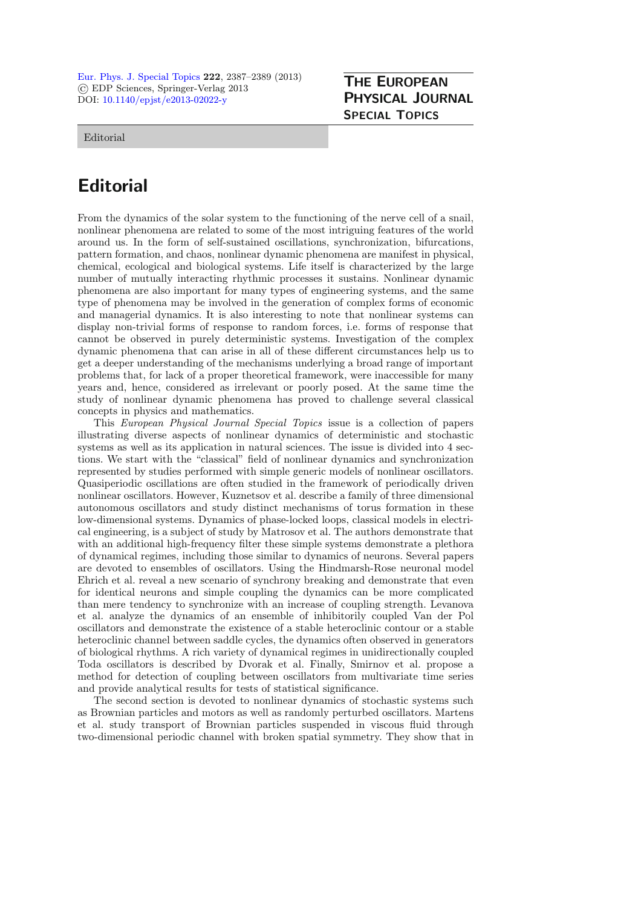# Editorial

From the dynamics of the solar system to the functioning of the nerve cell of a snail, nonlinear phenomena are related to some of the most intriguing features of the world around us. In the form of self-sustained oscillations, synchronization, bifurcations, pattern formation, and chaos, nonlinear dynamic phenomena are manifest in physical, chemical, ecological and biological systems. Life itself is characterized by the large number of mutually interacting rhythmic processes it sustains. Nonlinear dynamic phenomena are also important for many types of engineering systems, and the same type of phenomena may be involved in the generation of complex forms of economic and managerial dynamics. It is also interesting to note that nonlinear systems can display non-trivial forms of response to random forces, i.e. forms of response that cannot be observed in purely deterministic systems. Investigation of the complex dynamic phenomena that can arise in all of these different circumstances help us to get a deeper understanding of the mechanisms underlying a broad range of important problems that, for lack of a proper theoretical framework, were inaccessible for many years and, hence, considered as irrelevant or poorly posed. At the same time the study of nonlinear dynamic phenomena has proved to challenge several classical concepts in physics and mathematics.

This *European Physical Journal Special Topics* issue is a collection of papers illustrating diverse aspects of nonlinear dynamics of deterministic and stochastic systems as well as its application in natural sciences. The issue is divided into 4 sections. We start with the "classical" field of nonlinear dynamics and synchronization represented by studies performed with simple generic models of nonlinear oscillators. Quasiperiodic oscillations are often studied in the framework of periodically driven nonlinear oscillators. However, Kuznetsov et al. describe a family of three dimensional autonomous oscillators and study distinct mechanisms of torus formation in these low-dimensional systems. Dynamics of phase-locked loops, classical models in electrical engineering, is a subject of study by Matrosov et al. The authors demonstrate that with an additional high-frequency filter these simple systems demonstrate a plethora of dynamical regimes, including those similar to dynamics of neurons. Several papers are devoted to ensembles of oscillators. Using the Hindmarsh-Rose neuronal model Ehrich et al. reveal a new scenario of synchrony breaking and demonstrate that even for identical neurons and simple coupling the dynamics can be more complicated than mere tendency to synchronize with an increase of coupling strength. Levanova et al. analyze the dynamics of an ensemble of inhibitorily coupled Van der Pol oscillators and demonstrate the existence of a stable heteroclinic contour or a stable heteroclinic channel between saddle cycles, the dynamics often observed in generators of biological rhythms. A rich variety of dynamical regimes in unidirectionally coupled Toda oscillators is described by Dvorak et al. Finally, Smirnov et al. propose a method for detection of coupling between oscillators from multivariate time series and provide analytical results for tests of statistical significance.

The second section is devoted to nonlinear dynamics of stochastic systems such as Brownian particles and motors as well as randomly perturbed oscillators. Martens et al. study transport of Brownian particles suspended in viscous fluid through two-dimensional periodic channel with broken spatial symmetry. They show that in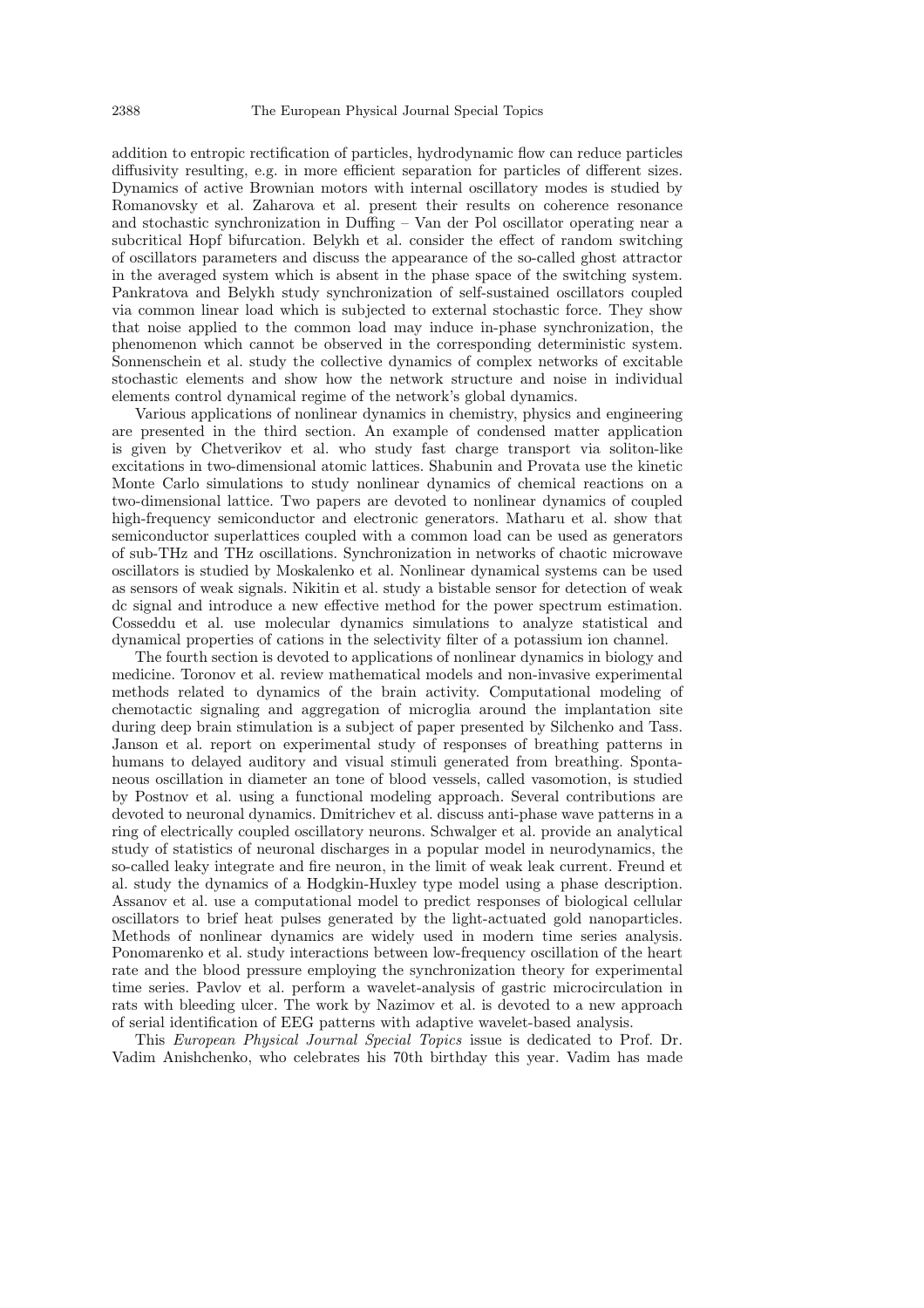addition to entropic rectification of particles, hydrodynamic flow can reduce particles diffusivity resulting, e.g. in more efficient separation for particles of different sizes. Dynamics of active Brownian motors with internal oscillatory modes is studied by Romanovsky et al. Zaharova et al. present their results on coherence resonance and stochastic synchronization in Duffing – Van der Pol oscillator operating near a subcritical Hopf bifurcation. Belykh et al. consider the effect of random switching of oscillators parameters and discuss the appearance of the so-called ghost attractor in the averaged system which is absent in the phase space of the switching system. Pankratova and Belykh study synchronization of self-sustained oscillators coupled via common linear load which is subjected to external stochastic force. They show that noise applied to the common load may induce in-phase synchronization, the phenomenon which cannot be observed in the corresponding deterministic system. Sonnenschein et al. study the collective dynamics of complex networks of excitable stochastic elements and show how the network structure and noise in individual elements control dynamical regime of the network's global dynamics.

Various applications of nonlinear dynamics in chemistry, physics and engineering are presented in the third section. An example of condensed matter application is given by Chetverikov et al. who study fast charge transport via soliton-like excitations in two-dimensional atomic lattices. Shabunin and Provata use the kinetic Monte Carlo simulations to study nonlinear dynamics of chemical reactions on a two-dimensional lattice. Two papers are devoted to nonlinear dynamics of coupled high-frequency semiconductor and electronic generators. Matharu et al. show that semiconductor superlattices coupled with a common load can be used as generators of sub-THz and THz oscillations. Synchronization in networks of chaotic microwave oscillators is studied by Moskalenko et al. Nonlinear dynamical systems can be used as sensors of weak signals. Nikitin et al. study a bistable sensor for detection of weak dc signal and introduce a new effective method for the power spectrum estimation. Cosseddu et al. use molecular dynamics simulations to analyze statistical and dynamical properties of cations in the selectivity filter of a potassium ion channel.

The fourth section is devoted to applications of nonlinear dynamics in biology and medicine. Toronov et al. review mathematical models and non-invasive experimental methods related to dynamics of the brain activity. Computational modeling of chemotactic signaling and aggregation of microglia around the implantation site during deep brain stimulation is a subject of paper presented by Silchenko and Tass. Janson et al. report on experimental study of responses of breathing patterns in humans to delayed auditory and visual stimuli generated from breathing. Spontaneous oscillation in diameter an tone of blood vessels, called vasomotion, is studied by Postnov et al. using a functional modeling approach. Several contributions are devoted to neuronal dynamics. Dmitrichev et al. discuss anti-phase wave patterns in a ring of electrically coupled oscillatory neurons. Schwalger et al. provide an analytical study of statistics of neuronal discharges in a popular model in neurodynamics, the so-called leaky integrate and fire neuron, in the limit of weak leak current. Freund et al. study the dynamics of a Hodgkin-Huxley type model using a phase description. Assanov et al. use a computational model to predict responses of biological cellular oscillators to brief heat pulses generated by the light-actuated gold nanoparticles. Methods of nonlinear dynamics are widely used in modern time series analysis. Ponomarenko et al. study interactions between low-frequency oscillation of the heart rate and the blood pressure employing the synchronization theory for experimental time series. Pavlov et al. perform a wavelet-analysis of gastric microcirculation in rats with bleeding ulcer. The work by Nazimov et al. is devoted to a new approach of serial identification of EEG patterns with adaptive wavelet-based analysis.

This *European Physical Journal Special Topics* issue is dedicated to Prof. Dr. Vadim Anishchenko, who celebrates his 70th birthday this year. Vadim has made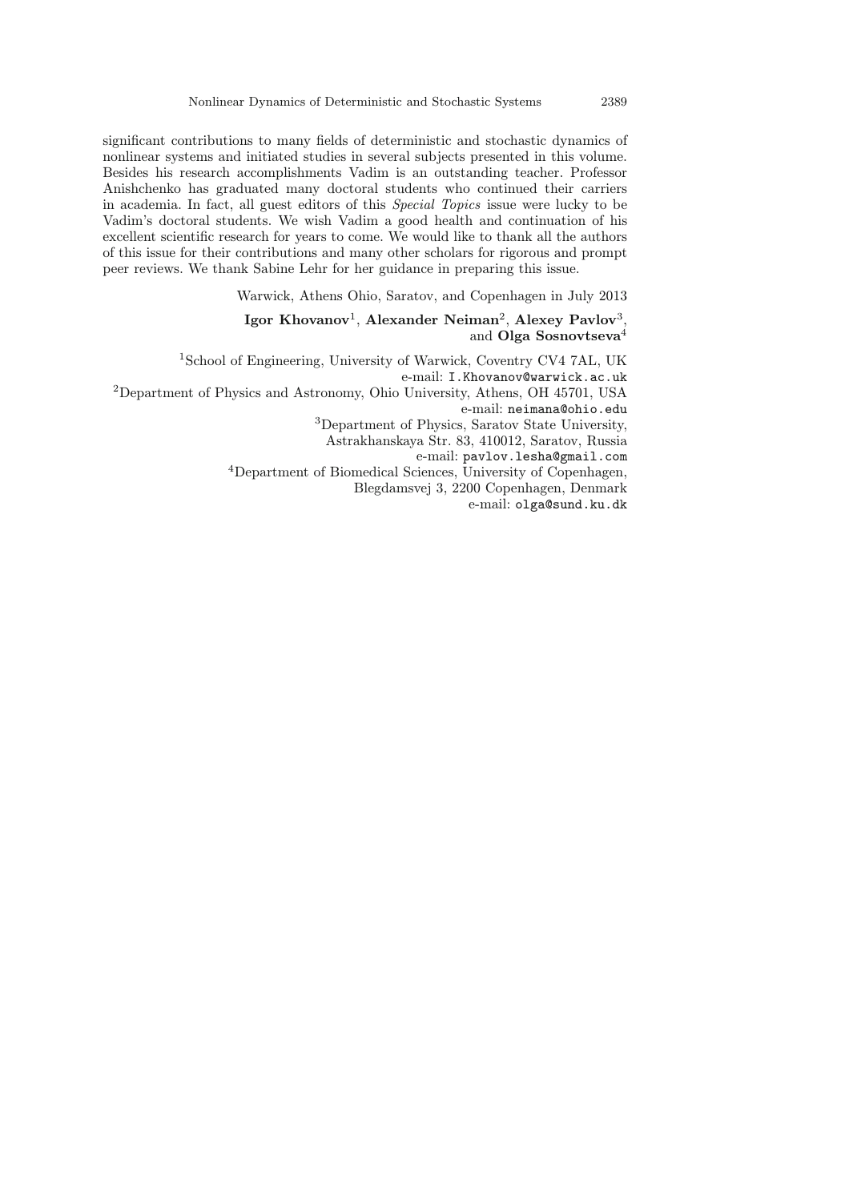significant contributions to many fields of deterministic and stochastic dynamics of nonlinear systems and initiated studies in several subjects presented in this volume. Besides his research accomplishments Vadim is an outstanding teacher. Professor Anishchenko has graduated many doctoral students who continued their carriers in academia. In fact, all guest editors of this *Special Topics* issue were lucky to be Vadim's doctoral students. We wish Vadim a good health and continuation of his excellent scientific research for years to come. We would like to thank all the authors of this issue for their contributions and many other scholars for rigorous and prompt peer reviews. We thank Sabine Lehr for her guidance in preparing this issue.

Warwick, Athens Ohio, Saratov, and Copenhagen in July 2013

**Igor Khovanov**[1], **Alexander Neiman**[2], **Alexey Pavlov**[3], and **Olga Sosnovtseva**[4]

[1]School of Engineering, University of Warwick, Coventry CV4 7AL, UK
e-mail: I.Khovanov@warwick.ac.uk

[2]Department of Physics and Astronomy, Ohio University, Athens, OH 45701, USA
e-mail: neimana@ohio.edu

[3]Department of Physics, Saratov State University,
Astrakhanskaya Str. 83, 410012, Saratov, Russia
e-mail: pavlov.lesha@gmail.com

[4]Department of Biomedical Sciences, University of Copenhagen,
Blegdamsvej 3, 2200 Copenhagen, Denmark
e-mail: olga@sund.ku.dk